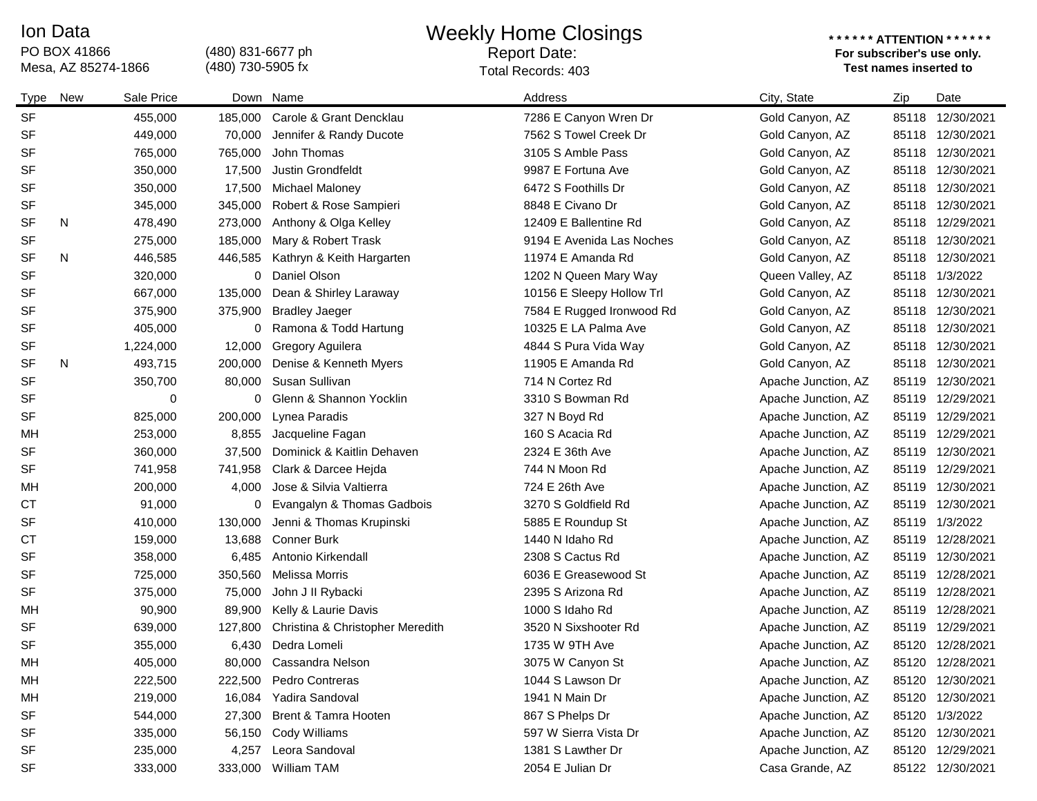Ion Data
PO BOX 41866
Mesa, AZ 85274-1866

(480) 831-6677 ph
(480) 730-5905 fx

# Weekly Home Closings

Report Date:
Total Records: 403

**\* \* \* \* \* \* ATTENTION \* \* \* \* \* \***
**For subscriber's use only.**
**Test names inserted to**

| Type | New | Sale Price | Down | Name | Address | City, State | Zip | Date |
|---|---|---|---|---|---|---|---|---|
| SF | | 455,000 | 185,000 | Carole & Grant Dencklau | 7286 E Canyon Wren Dr | Gold Canyon, AZ | 85118 | 12/30/2021 |
| SF | | 449,000 | 70,000 | Jennifer & Randy Ducote | 7562 S Towel Creek Dr | Gold Canyon, AZ | 85118 | 12/30/2021 |
| SF | | 765,000 | 765,000 | John Thomas | 3105 S Amble Pass | Gold Canyon, AZ | 85118 | 12/30/2021 |
| SF | | 350,000 | 17,500 | Justin Grondfeldt | 9987 E Fortuna Ave | Gold Canyon, AZ | 85118 | 12/30/2021 |
| SF | | 350,000 | 17,500 | Michael Maloney | 6472 S Foothills Dr | Gold Canyon, AZ | 85118 | 12/30/2021 |
| SF | | 345,000 | 345,000 | Robert & Rose Sampieri | 8848 E Civano Dr | Gold Canyon, AZ | 85118 | 12/30/2021 |
| SF | N | 478,490 | 273,000 | Anthony & Olga Kelley | 12409 E Ballentine Rd | Gold Canyon, AZ | 85118 | 12/29/2021 |
| SF | | 275,000 | 185,000 | Mary & Robert Trask | 9194 E Avenida Las Noches | Gold Canyon, AZ | 85118 | 12/30/2021 |
| SF | N | 446,585 | 446,585 | Kathryn & Keith Hargarten | 11974 E Amanda Rd | Gold Canyon, AZ | 85118 | 12/30/2021 |
| SF | | 320,000 | 0 | Daniel Olson | 1202 N Queen Mary Way | Queen Valley, AZ | 85118 | 1/3/2022 |
| SF | | 667,000 | 135,000 | Dean & Shirley Laraway | 10156 E Sleepy Hollow Trl | Gold Canyon, AZ | 85118 | 12/30/2021 |
| SF | | 375,900 | 375,900 | Bradley Jaeger | 7584 E Rugged Ironwood Rd | Gold Canyon, AZ | 85118 | 12/30/2021 |
| SF | | 405,000 | 0 | Ramona & Todd Hartung | 10325 E LA Palma Ave | Gold Canyon, AZ | 85118 | 12/30/2021 |
| SF | | 1,224,000 | 12,000 | Gregory Aguilera | 4844 S Pura Vida Way | Gold Canyon, AZ | 85118 | 12/30/2021 |
| SF | N | 493,715 | 200,000 | Denise & Kenneth Myers | 11905 E Amanda Rd | Gold Canyon, AZ | 85118 | 12/30/2021 |
| SF | | 350,700 | 80,000 | Susan Sullivan | 714 N Cortez Rd | Apache Junction, AZ | 85119 | 12/30/2021 |
| SF | | 0 | 0 | Glenn & Shannon Yocklin | 3310 S Bowman Rd | Apache Junction, AZ | 85119 | 12/29/2021 |
| SF | | 825,000 | 200,000 | Lynea Paradis | 327 N Boyd Rd | Apache Junction, AZ | 85119 | 12/29/2021 |
| MH | | 253,000 | 8,855 | Jacqueline Fagan | 160 S Acacia Rd | Apache Junction, AZ | 85119 | 12/29/2021 |
| SF | | 360,000 | 37,500 | Dominick & Kaitlin Dehaven | 2324 E 36th Ave | Apache Junction, AZ | 85119 | 12/30/2021 |
| SF | | 741,958 | 741,958 | Clark & Darcee Hejda | 744 N Moon Rd | Apache Junction, AZ | 85119 | 12/29/2021 |
| MH | | 200,000 | 4,000 | Jose & Silvia Valtierra | 724 E 26th Ave | Apache Junction, AZ | 85119 | 12/30/2021 |
| CT | | 91,000 | 0 | Evangalyn & Thomas Gadbois | 3270 S Goldfield Rd | Apache Junction, AZ | 85119 | 12/30/2021 |
| SF | | 410,000 | 130,000 | Jenni & Thomas Krupinski | 5885 E Roundup St | Apache Junction, AZ | 85119 | 1/3/2022 |
| CT | | 159,000 | 13,688 | Conner Burk | 1440 N Idaho Rd | Apache Junction, AZ | 85119 | 12/28/2021 |
| SF | | 358,000 | 6,485 | Antonio Kirkendall | 2308 S Cactus Rd | Apache Junction, AZ | 85119 | 12/30/2021 |
| SF | | 725,000 | 350,560 | Melissa Morris | 6036 E Greasewood St | Apache Junction, AZ | 85119 | 12/28/2021 |
| SF | | 375,000 | 75,000 | John J II Rybacki | 2395 S Arizona Rd | Apache Junction, AZ | 85119 | 12/28/2021 |
| MH | | 90,900 | 89,900 | Kelly & Laurie Davis | 1000 S Idaho Rd | Apache Junction, AZ | 85119 | 12/28/2021 |
| SF | | 639,000 | 127,800 | Christina & Christopher Meredith | 3520 N Sixshooter Rd | Apache Junction, AZ | 85119 | 12/29/2021 |
| SF | | 355,000 | 6,430 | Dedra Lomeli | 1735 W 9TH Ave | Apache Junction, AZ | 85120 | 12/28/2021 |
| MH | | 405,000 | 80,000 | Cassandra Nelson | 3075 W Canyon St | Apache Junction, AZ | 85120 | 12/28/2021 |
| MH | | 222,500 | 222,500 | Pedro Contreras | 1044 S Lawson Dr | Apache Junction, AZ | 85120 | 12/30/2021 |
| MH | | 219,000 | 16,084 | Yadira Sandoval | 1941 N Main Dr | Apache Junction, AZ | 85120 | 12/30/2021 |
| SF | | 544,000 | 27,300 | Brent & Tamra Hooten | 867 S Phelps Dr | Apache Junction, AZ | 85120 | 1/3/2022 |
| SF | | 335,000 | 56,150 | Cody Williams | 597 W Sierra Vista Dr | Apache Junction, AZ | 85120 | 12/30/2021 |
| SF | | 235,000 | 4,257 | Leora Sandoval | 1381 S Lawther Dr | Apache Junction, AZ | 85120 | 12/29/2021 |
| SF | | 333,000 | 333,000 | William TAM | 2054 E Julian Dr | Casa Grande, AZ | 85122 | 12/30/2021 |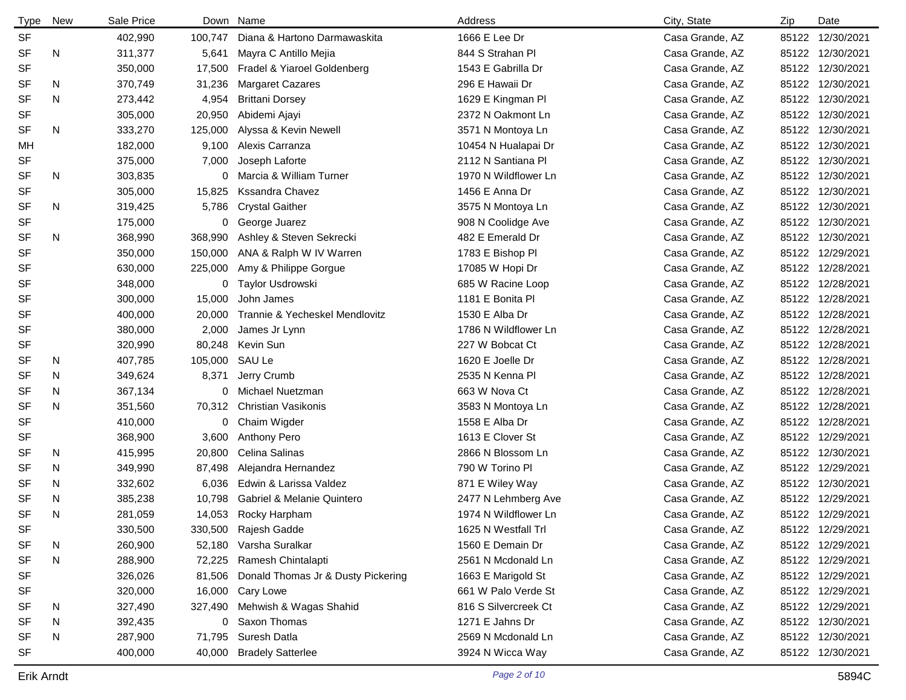| Type | New | Sale Price | Down | Name | Address | City, State | Zip | Date |
|---|---|---|---|---|---|---|---|---|
| SF | | 402,990 | 100,747 | Diana & Hartono Darmawaskita | 1666 E Lee Dr | Casa Grande, AZ | 85122 | 12/30/2021 |
| SF | N | 311,377 | 5,641 | Mayra C Antillo Mejia | 844 S Strahan Pl | Casa Grande, AZ | 85122 | 12/30/2021 |
| SF | | 350,000 | 17,500 | Fradel & Yiaroel Goldenberg | 1543 E Gabrilla Dr | Casa Grande, AZ | 85122 | 12/30/2021 |
| SF | N | 370,749 | 31,236 | Margaret Cazares | 296 E Hawaii Dr | Casa Grande, AZ | 85122 | 12/30/2021 |
| SF | N | 273,442 | 4,954 | Brittani Dorsey | 1629 E Kingman Pl | Casa Grande, AZ | 85122 | 12/30/2021 |
| SF | | 305,000 | 20,950 | Abidemi Ajayi | 2372 N Oakmont Ln | Casa Grande, AZ | 85122 | 12/30/2021 |
| SF | N | 333,270 | 125,000 | Alyssa & Kevin Newell | 3571 N Montoya Ln | Casa Grande, AZ | 85122 | 12/30/2021 |
| MH | | 182,000 | 9,100 | Alexis Carranza | 10454 N Hualapai Dr | Casa Grande, AZ | 85122 | 12/30/2021 |
| SF | | 375,000 | 7,000 | Joseph Laforte | 2112 N Santiana Pl | Casa Grande, AZ | 85122 | 12/30/2021 |
| SF | N | 303,835 | 0 | Marcia & William Turner | 1970 N Wildflower Ln | Casa Grande, AZ | 85122 | 12/30/2021 |
| SF | | 305,000 | 15,825 | Kssandra Chavez | 1456 E Anna Dr | Casa Grande, AZ | 85122 | 12/30/2021 |
| SF | N | 319,425 | 5,786 | Crystal Gaither | 3575 N Montoya Ln | Casa Grande, AZ | 85122 | 12/30/2021 |
| SF | | 175,000 | 0 | George Juarez | 908 N Coolidge Ave | Casa Grande, AZ | 85122 | 12/30/2021 |
| SF | N | 368,990 | 368,990 | Ashley & Steven Sekrecki | 482 E Emerald Dr | Casa Grande, AZ | 85122 | 12/30/2021 |
| SF | | 350,000 | 150,000 | ANA & Ralph W IV Warren | 1783 E Bishop Pl | Casa Grande, AZ | 85122 | 12/29/2021 |
| SF | | 630,000 | 225,000 | Amy & Philippe Gorgue | 17085 W Hopi Dr | Casa Grande, AZ | 85122 | 12/28/2021 |
| SF | | 348,000 | 0 | Taylor Usdrowski | 685 W Racine Loop | Casa Grande, AZ | 85122 | 12/28/2021 |
| SF | | 300,000 | 15,000 | John James | 1181 E Bonita Pl | Casa Grande, AZ | 85122 | 12/28/2021 |
| SF | | 400,000 | 20,000 | Trannie & Yecheskel Mendlovitz | 1530 E Alba Dr | Casa Grande, AZ | 85122 | 12/28/2021 |
| SF | | 380,000 | 2,000 | James Jr Lynn | 1786 N Wildflower Ln | Casa Grande, AZ | 85122 | 12/28/2021 |
| SF | | 320,990 | 80,248 | Kevin Sun | 227 W Bobcat Ct | Casa Grande, AZ | 85122 | 12/28/2021 |
| SF | N | 407,785 | 105,000 | SAU Le | 1620 E Joelle Dr | Casa Grande, AZ | 85122 | 12/28/2021 |
| SF | N | 349,624 | 8,371 | Jerry Crumb | 2535 N Kenna Pl | Casa Grande, AZ | 85122 | 12/28/2021 |
| SF | N | 367,134 | 0 | Michael Nuetzman | 663 W Nova Ct | Casa Grande, AZ | 85122 | 12/28/2021 |
| SF | N | 351,560 | 70,312 | Christian Vasikonis | 3583 N Montoya Ln | Casa Grande, AZ | 85122 | 12/28/2021 |
| SF | | 410,000 | 0 | Chaim Wigder | 1558 E Alba Dr | Casa Grande, AZ | 85122 | 12/28/2021 |
| SF | | 368,900 | 3,600 | Anthony Pero | 1613 E Clover St | Casa Grande, AZ | 85122 | 12/29/2021 |
| SF | N | 415,995 | 20,800 | Celina Salinas | 2866 N Blossom Ln | Casa Grande, AZ | 85122 | 12/30/2021 |
| SF | N | 349,990 | 87,498 | Alejandra Hernandez | 790 W Torino Pl | Casa Grande, AZ | 85122 | 12/29/2021 |
| SF | N | 332,602 | 6,036 | Edwin & Larissa Valdez | 871 E Wiley Way | Casa Grande, AZ | 85122 | 12/30/2021 |
| SF | N | 385,238 | 10,798 | Gabriel & Melanie Quintero | 2477 N Lehmberg Ave | Casa Grande, AZ | 85122 | 12/29/2021 |
| SF | N | 281,059 | 14,053 | Rocky Harpham | 1974 N Wildflower Ln | Casa Grande, AZ | 85122 | 12/29/2021 |
| SF | | 330,500 | 330,500 | Rajesh Gadde | 1625 N Westfall Trl | Casa Grande, AZ | 85122 | 12/29/2021 |
| SF | N | 260,900 | 52,180 | Varsha Suralkar | 1560 E Demain Dr | Casa Grande, AZ | 85122 | 12/29/2021 |
| SF | N | 288,900 | 72,225 | Ramesh Chintalapti | 2561 N Mcdonald Ln | Casa Grande, AZ | 85122 | 12/29/2021 |
| SF | | 326,026 | 81,506 | Donald Thomas Jr & Dusty Pickering | 1663 E Marigold St | Casa Grande, AZ | 85122 | 12/29/2021 |
| SF | | 320,000 | 16,000 | Cary Lowe | 661 W Palo Verde St | Casa Grande, AZ | 85122 | 12/29/2021 |
| SF | N | 327,490 | 327,490 | Mehwish & Wagas Shahid | 816 S Silvercreek Ct | Casa Grande, AZ | 85122 | 12/29/2021 |
| SF | N | 392,435 | 0 | Saxon Thomas | 1271 E Jahns Dr | Casa Grande, AZ | 85122 | 12/30/2021 |
| SF | N | 287,900 | 71,795 | Suresh Datla | 2569 N Mcdonald Ln | Casa Grande, AZ | 85122 | 12/30/2021 |
| SF | | 400,000 | 40,000 | Bradely Satterlee | 3924 N Wicca Way | Casa Grande, AZ | 85122 | 12/30/2021 |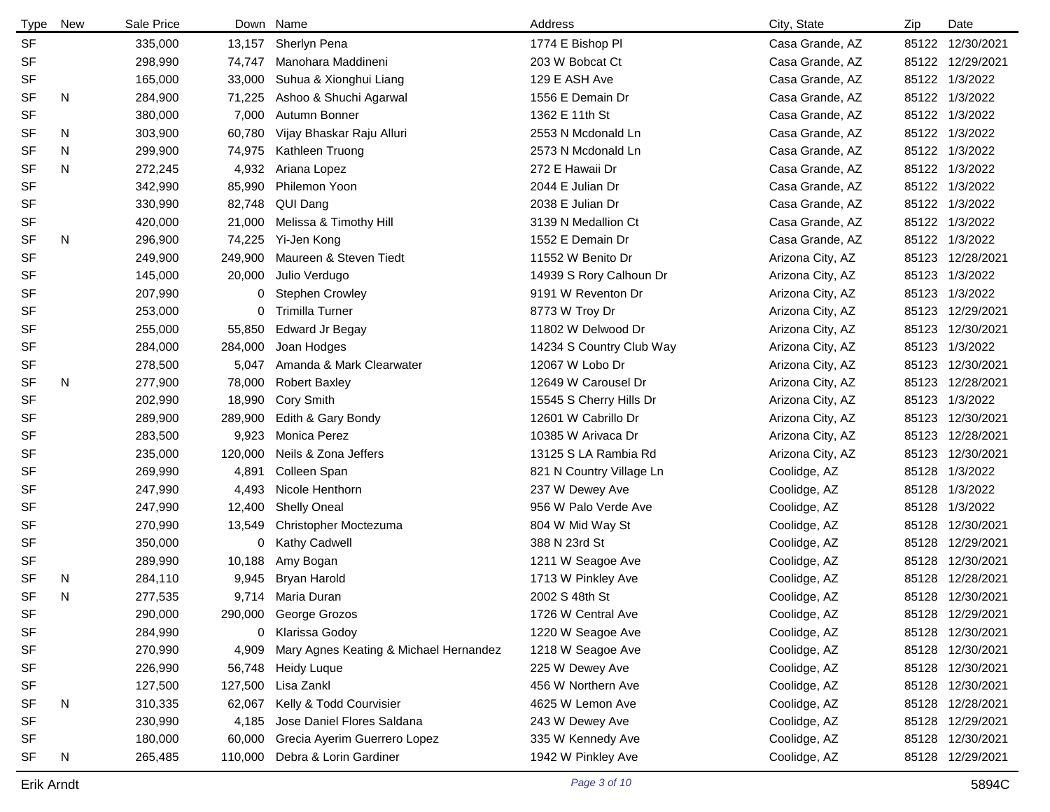| Type | New | Sale Price | Down | Name | Address | City, State | Zip | Date |
|---|---|---|---|---|---|---|---|---|
| SF | | 335,000 | 13,157 | Sherlyn Pena | 1774 E Bishop Pl | Casa Grande, AZ | 85122 | 12/30/2021 |
| SF | | 298,990 | 74,747 | Manohara Maddineni | 203 W Bobcat Ct | Casa Grande, AZ | 85122 | 12/29/2021 |
| SF | | 165,000 | 33,000 | Suhua & Xionghui Liang | 129 E ASH Ave | Casa Grande, AZ | 85122 | 1/3/2022 |
| SF | N | 284,900 | 71,225 | Ashoo & Shuchi Agarwal | 1556 E Demain Dr | Casa Grande, AZ | 85122 | 1/3/2022 |
| SF | | 380,000 | 7,000 | Autumn Bonner | 1362 E 11th St | Casa Grande, AZ | 85122 | 1/3/2022 |
| SF | N | 303,900 | 60,780 | Vijay Bhaskar Raju Alluri | 2553 N Mcdonald Ln | Casa Grande, AZ | 85122 | 1/3/2022 |
| SF | N | 299,900 | 74,975 | Kathleen Truong | 2573 N Mcdonald Ln | Casa Grande, AZ | 85122 | 1/3/2022 |
| SF | N | 272,245 | 4,932 | Ariana Lopez | 272 E Hawaii Dr | Casa Grande, AZ | 85122 | 1/3/2022 |
| SF | | 342,990 | 85,990 | Philemon Yoon | 2044 E Julian Dr | Casa Grande, AZ | 85122 | 1/3/2022 |
| SF | | 330,990 | 82,748 | QUI Dang | 2038 E Julian Dr | Casa Grande, AZ | 85122 | 1/3/2022 |
| SF | | 420,000 | 21,000 | Melissa & Timothy Hill | 3139 N Medallion Ct | Casa Grande, AZ | 85122 | 1/3/2022 |
| SF | N | 296,900 | 74,225 | Yi-Jen Kong | 1552 E Demain Dr | Casa Grande, AZ | 85122 | 1/3/2022 |
| SF | | 249,900 | 249,900 | Maureen & Steven Tiedt | 11552 W Benito Dr | Arizona City, AZ | 85123 | 12/28/2021 |
| SF | | 145,000 | 20,000 | Julio Verdugo | 14939 S Rory Calhoun Dr | Arizona City, AZ | 85123 | 1/3/2022 |
| SF | | 207,990 | 0 | Stephen Crowley | 9191 W Reventon Dr | Arizona City, AZ | 85123 | 1/3/2022 |
| SF | | 253,000 | 0 | Trimilla Turner | 8773 W Troy Dr | Arizona City, AZ | 85123 | 12/29/2021 |
| SF | | 255,000 | 55,850 | Edward Jr Begay | 11802 W Delwood Dr | Arizona City, AZ | 85123 | 12/30/2021 |
| SF | | 284,000 | 284,000 | Joan Hodges | 14234 S Country Club Way | Arizona City, AZ | 85123 | 1/3/2022 |
| SF | | 278,500 | 5,047 | Amanda & Mark Clearwater | 12067 W Lobo Dr | Arizona City, AZ | 85123 | 12/30/2021 |
| SF | N | 277,900 | 78,000 | Robert Baxley | 12649 W Carousel Dr | Arizona City, AZ | 85123 | 12/28/2021 |
| SF | | 202,990 | 18,990 | Cory Smith | 15545 S Cherry Hills Dr | Arizona City, AZ | 85123 | 1/3/2022 |
| SF | | 289,900 | 289,900 | Edith & Gary Bondy | 12601 W Cabrillo Dr | Arizona City, AZ | 85123 | 12/30/2021 |
| SF | | 283,500 | 9,923 | Monica Perez | 10385 W Arivaca Dr | Arizona City, AZ | 85123 | 12/28/2021 |
| SF | | 235,000 | 120,000 | Neils & Zona Jeffers | 13125 S LA Rambia Rd | Arizona City, AZ | 85123 | 12/30/2021 |
| SF | | 269,990 | 4,891 | Colleen Span | 821 N Country Village Ln | Coolidge, AZ | 85128 | 1/3/2022 |
| SF | | 247,990 | 4,493 | Nicole Henthorn | 237 W Dewey Ave | Coolidge, AZ | 85128 | 1/3/2022 |
| SF | | 247,990 | 12,400 | Shelly Oneal | 956 W Palo Verde Ave | Coolidge, AZ | 85128 | 1/3/2022 |
| SF | | 270,990 | 13,549 | Christopher Moctezuma | 804 W Mid Way St | Coolidge, AZ | 85128 | 12/30/2021 |
| SF | | 350,000 | 0 | Kathy Cadwell | 388 N 23rd St | Coolidge, AZ | 85128 | 12/29/2021 |
| SF | | 289,990 | 10,188 | Amy Bogan | 1211 W Seagoe Ave | Coolidge, AZ | 85128 | 12/30/2021 |
| SF | N | 284,110 | 9,945 | Bryan Harold | 1713 W Pinkley Ave | Coolidge, AZ | 85128 | 12/28/2021 |
| SF | N | 277,535 | 9,714 | Maria Duran | 2002 S 48th St | Coolidge, AZ | 85128 | 12/30/2021 |
| SF | | 290,000 | 290,000 | George Grozos | 1726 W Central Ave | Coolidge, AZ | 85128 | 12/29/2021 |
| SF | | 284,990 | 0 | Klarissa Godoy | 1220 W Seagoe Ave | Coolidge, AZ | 85128 | 12/30/2021 |
| SF | | 270,990 | 4,909 | Mary Agnes Keating & Michael Hernandez | 1218 W Seagoe Ave | Coolidge, AZ | 85128 | 12/30/2021 |
| SF | | 226,990 | 56,748 | Heidy Luque | 225 W Dewey Ave | Coolidge, AZ | 85128 | 12/30/2021 |
| SF | | 127,500 | 127,500 | Lisa Zankl | 456 W Northern Ave | Coolidge, AZ | 85128 | 12/30/2021 |
| SF | N | 310,335 | 62,067 | Kelly & Todd Courvisier | 4625 W Lemon Ave | Coolidge, AZ | 85128 | 12/28/2021 |
| SF | | 230,990 | 4,185 | Jose Daniel Flores Saldana | 243 W Dewey Ave | Coolidge, AZ | 85128 | 12/29/2021 |
| SF | | 180,000 | 60,000 | Grecia Ayerim Guerrero Lopez | 335 W Kennedy Ave | Coolidge, AZ | 85128 | 12/30/2021 |
| SF | N | 265,485 | 110,000 | Debra & Lorin Gardiner | 1942 W Pinkley Ave | Coolidge, AZ | 85128 | 12/29/2021 |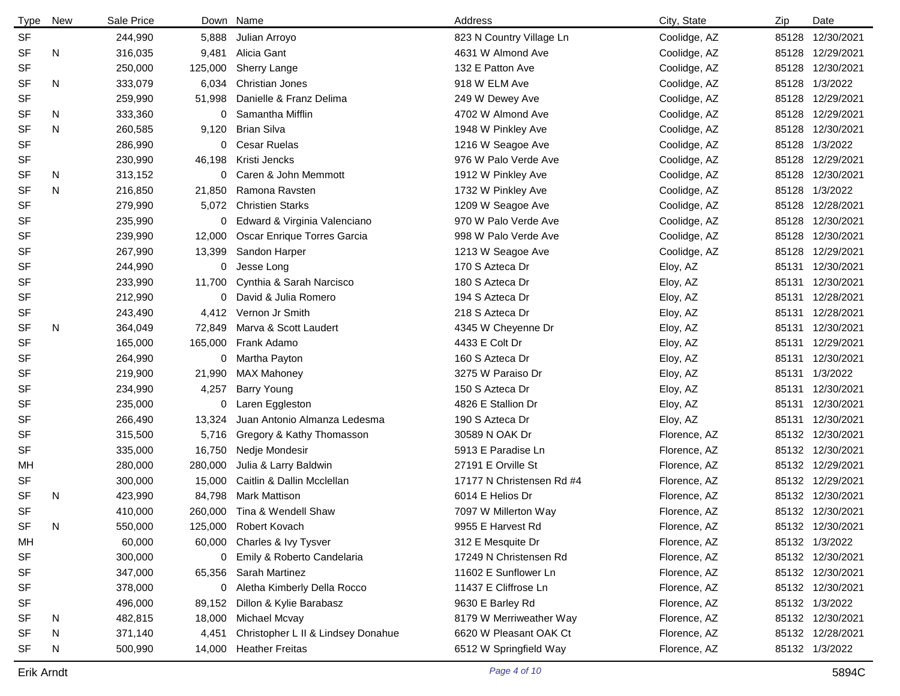| Type | New | Sale Price | Down | Name | Address | City, State | Zip | Date |
|---|---|---|---|---|---|---|---|---|
| SF | | 244,990 | 5,888 | Julian Arroyo | 823 N Country Village Ln | Coolidge, AZ | 85128 | 12/30/2021 |
| SF | N | 316,035 | 9,481 | Alicia Gant | 4631 W Almond Ave | Coolidge, AZ | 85128 | 12/29/2021 |
| SF | | 250,000 | 125,000 | Sherry Lange | 132 E Patton Ave | Coolidge, AZ | 85128 | 12/30/2021 |
| SF | N | 333,079 | 6,034 | Christian Jones | 918 W ELM Ave | Coolidge, AZ | 85128 | 1/3/2022 |
| SF | | 259,990 | 51,998 | Danielle & Franz Delima | 249 W Dewey Ave | Coolidge, AZ | 85128 | 12/29/2021 |
| SF | N | 333,360 | 0 | Samantha Mifflin | 4702 W Almond Ave | Coolidge, AZ | 85128 | 12/29/2021 |
| SF | N | 260,585 | 9,120 | Brian Silva | 1948 W Pinkley Ave | Coolidge, AZ | 85128 | 12/30/2021 |
| SF | | 286,990 | 0 | Cesar Ruelas | 1216 W Seagoe Ave | Coolidge, AZ | 85128 | 1/3/2022 |
| SF | | 230,990 | 46,198 | Kristi Jencks | 976 W Palo Verde Ave | Coolidge, AZ | 85128 | 12/29/2021 |
| SF | N | 313,152 | 0 | Caren & John Memmott | 1912 W Pinkley Ave | Coolidge, AZ | 85128 | 12/30/2021 |
| SF | N | 216,850 | 21,850 | Ramona Ravsten | 1732 W Pinkley Ave | Coolidge, AZ | 85128 | 1/3/2022 |
| SF | | 279,990 | 5,072 | Christien Starks | 1209 W Seagoe Ave | Coolidge, AZ | 85128 | 12/28/2021 |
| SF | | 235,990 | 0 | Edward & Virginia Valenciano | 970 W Palo Verde Ave | Coolidge, AZ | 85128 | 12/30/2021 |
| SF | | 239,990 | 12,000 | Oscar Enrique Torres Garcia | 998 W Palo Verde Ave | Coolidge, AZ | 85128 | 12/30/2021 |
| SF | | 267,990 | 13,399 | Sandon Harper | 1213 W Seagoe Ave | Coolidge, AZ | 85128 | 12/29/2021 |
| SF | | 244,990 | 0 | Jesse Long | 170 S Azteca Dr | Eloy, AZ | 85131 | 12/30/2021 |
| SF | | 233,990 | 11,700 | Cynthia & Sarah Narcisco | 180 S Azteca Dr | Eloy, AZ | 85131 | 12/30/2021 |
| SF | | 212,990 | 0 | David & Julia Romero | 194 S Azteca Dr | Eloy, AZ | 85131 | 12/28/2021 |
| SF | | 243,490 | 4,412 | Vernon Jr Smith | 218 S Azteca Dr | Eloy, AZ | 85131 | 12/28/2021 |
| SF | N | 364,049 | 72,849 | Marva & Scott Laudert | 4345 W Cheyenne Dr | Eloy, AZ | 85131 | 12/30/2021 |
| SF | | 165,000 | 165,000 | Frank Adamo | 4433 E Colt Dr | Eloy, AZ | 85131 | 12/29/2021 |
| SF | | 264,990 | 0 | Martha Payton | 160 S Azteca Dr | Eloy, AZ | 85131 | 12/30/2021 |
| SF | | 219,900 | 21,990 | MAX Mahoney | 3275 W Paraiso Dr | Eloy, AZ | 85131 | 1/3/2022 |
| SF | | 234,990 | 4,257 | Barry Young | 150 S Azteca Dr | Eloy, AZ | 85131 | 12/30/2021 |
| SF | | 235,000 | 0 | Laren Eggleston | 4826 E Stallion Dr | Eloy, AZ | 85131 | 12/30/2021 |
| SF | | 266,490 | 13,324 | Juan Antonio Almanza Ledesma | 190 S Azteca Dr | Eloy, AZ | 85131 | 12/30/2021 |
| SF | | 315,500 | 5,716 | Gregory & Kathy Thomasson | 30589 N OAK Dr | Florence, AZ | 85132 | 12/30/2021 |
| SF | | 335,000 | 16,750 | Nedje Mondesir | 5913 E Paradise Ln | Florence, AZ | 85132 | 12/30/2021 |
| MH | | 280,000 | 280,000 | Julia & Larry Baldwin | 27191 E Orville St | Florence, AZ | 85132 | 12/29/2021 |
| SF | | 300,000 | 15,000 | Caitlin & Dallin Mcclellan | 17177 N Christensen Rd #4 | Florence, AZ | 85132 | 12/29/2021 |
| SF | N | 423,990 | 84,798 | Mark Mattison | 6014 E Helios Dr | Florence, AZ | 85132 | 12/30/2021 |
| SF | | 410,000 | 260,000 | Tina & Wendell Shaw | 7097 W Millerton Way | Florence, AZ | 85132 | 12/30/2021 |
| SF | N | 550,000 | 125,000 | Robert Kovach | 9955 E Harvest Rd | Florence, AZ | 85132 | 12/30/2021 |
| MH | | 60,000 | 60,000 | Charles & Ivy Tysver | 312 E Mesquite Dr | Florence, AZ | 85132 | 1/3/2022 |
| SF | | 300,000 | 0 | Emily & Roberto Candelaria | 17249 N Christensen Rd | Florence, AZ | 85132 | 12/30/2021 |
| SF | | 347,000 | 65,356 | Sarah Martinez | 11602 E Sunflower Ln | Florence, AZ | 85132 | 12/30/2021 |
| SF | | 378,000 | 0 | Aletha Kimberly Della Rocco | 11437 E Cliffrose Ln | Florence, AZ | 85132 | 12/30/2021 |
| SF | | 496,000 | 89,152 | Dillon & Kylie Barabasz | 9630 E Barley Rd | Florence, AZ | 85132 | 1/3/2022 |
| SF | N | 482,815 | 18,000 | Michael Mcvay | 8179 W Merriweather Way | Florence, AZ | 85132 | 12/30/2021 |
| SF | N | 371,140 | 4,451 | Christopher L II & Lindsey Donahue | 6620 W Pleasant OAK Ct | Florence, AZ | 85132 | 12/28/2021 |
| SF | N | 500,990 | 14,000 | Heather Freitas | 6512 W Springfield Way | Florence, AZ | 85132 | 1/3/2022 |

Erik Arndt

5894C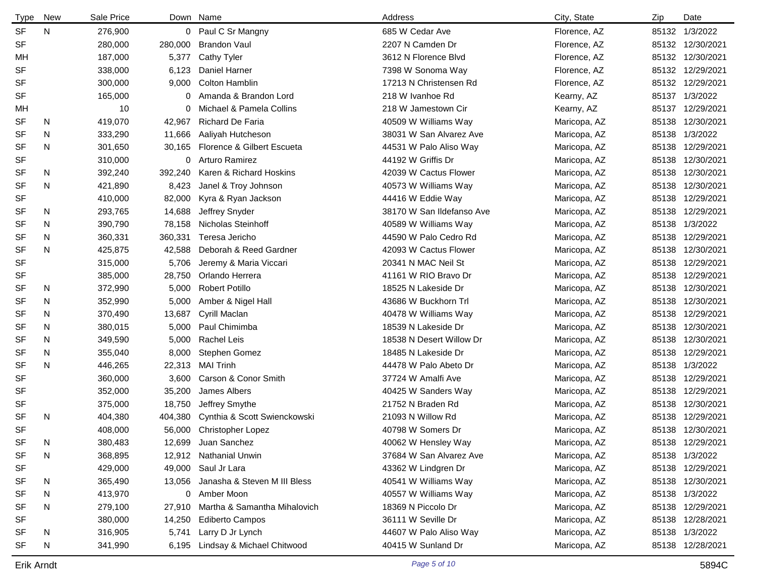| Type | New | Sale Price | Down | Name | Address | City, State | Zip | Date |
|---|---|---|---|---|---|---|---|---|
| SF | N | 276,900 | 0 | Paul C Sr Mangny | 685 W Cedar Ave | Florence, AZ | 85132 | 1/3/2022 |
| SF | | 280,000 | 280,000 | Brandon Vaul | 2207 N Camden Dr | Florence, AZ | 85132 | 12/30/2021 |
| MH | | 187,000 | 5,377 | Cathy Tyler | 3612 N Florence Blvd | Florence, AZ | 85132 | 12/30/2021 |
| SF | | 338,000 | 6,123 | Daniel Harner | 7398 W Sonoma Way | Florence, AZ | 85132 | 12/29/2021 |
| SF | | 300,000 | 9,000 | Colton Hamblin | 17213 N Christensen Rd | Florence, AZ | 85132 | 12/29/2021 |
| SF | | 165,000 | 0 | Amanda & Brandon Lord | 218 W Ivanhoe Rd | Kearny, AZ | 85137 | 1/3/2022 |
| MH | | 10 | 0 | Michael & Pamela Collins | 218 W Jamestown Cir | Kearny, AZ | 85137 | 12/29/2021 |
| SF | N | 419,070 | 42,967 | Richard De Faria | 40509 W Williams Way | Maricopa, AZ | 85138 | 12/30/2021 |
| SF | N | 333,290 | 11,666 | Aaliyah Hutcheson | 38031 W San Alvarez Ave | Maricopa, AZ | 85138 | 1/3/2022 |
| SF | N | 301,650 | 30,165 | Florence & Gilbert Escueta | 44531 W Palo Aliso Way | Maricopa, AZ | 85138 | 12/29/2021 |
| SF | | 310,000 | 0 | Arturo Ramirez | 44192 W Griffis Dr | Maricopa, AZ | 85138 | 12/30/2021 |
| SF | N | 392,240 | 392,240 | Karen & Richard Hoskins | 42039 W Cactus Flower | Maricopa, AZ | 85138 | 12/30/2021 |
| SF | N | 421,890 | 8,423 | Janel & Troy Johnson | 40573 W Williams Way | Maricopa, AZ | 85138 | 12/30/2021 |
| SF | | 410,000 | 82,000 | Kyra & Ryan Jackson | 44416 W Eddie Way | Maricopa, AZ | 85138 | 12/29/2021 |
| SF | N | 293,765 | 14,688 | Jeffrey Snyder | 38170 W San Ildefanso Ave | Maricopa, AZ | 85138 | 12/29/2021 |
| SF | N | 390,790 | 78,158 | Nicholas Steinhoff | 40589 W Williams Way | Maricopa, AZ | 85138 | 1/3/2022 |
| SF | N | 360,331 | 360,331 | Teresa Jericho | 44590 W Palo Cedro Rd | Maricopa, AZ | 85138 | 12/29/2021 |
| SF | N | 425,875 | 42,588 | Deborah & Reed Gardner | 42093 W Cactus Flower | Maricopa, AZ | 85138 | 12/30/2021 |
| SF | | 315,000 | 5,706 | Jeremy & Maria Viccari | 20341 N MAC Neil St | Maricopa, AZ | 85138 | 12/29/2021 |
| SF | | 385,000 | 28,750 | Orlando Herrera | 41161 W RIO Bravo Dr | Maricopa, AZ | 85138 | 12/29/2021 |
| SF | N | 372,990 | 5,000 | Robert Potillo | 18525 N Lakeside Dr | Maricopa, AZ | 85138 | 12/30/2021 |
| SF | N | 352,990 | 5,000 | Amber & Nigel Hall | 43686 W Buckhorn Trl | Maricopa, AZ | 85138 | 12/30/2021 |
| SF | N | 370,490 | 13,687 | Cyrill Maclan | 40478 W Williams Way | Maricopa, AZ | 85138 | 12/29/2021 |
| SF | N | 380,015 | 5,000 | Paul Chimimba | 18539 N Lakeside Dr | Maricopa, AZ | 85138 | 12/30/2021 |
| SF | N | 349,590 | 5,000 | Rachel Leis | 18538 N Desert Willow Dr | Maricopa, AZ | 85138 | 12/30/2021 |
| SF | N | 355,040 | 8,000 | Stephen Gomez | 18485 N Lakeside Dr | Maricopa, AZ | 85138 | 12/29/2021 |
| SF | N | 446,265 | 22,313 | MAI Trinh | 44478 W Palo Abeto Dr | Maricopa, AZ | 85138 | 1/3/2022 |
| SF | | 360,000 | 3,600 | Carson & Conor Smith | 37724 W Amalfi Ave | Maricopa, AZ | 85138 | 12/29/2021 |
| SF | | 352,000 | 35,200 | James Albers | 40425 W Sanders Way | Maricopa, AZ | 85138 | 12/29/2021 |
| SF | | 375,000 | 18,750 | Jeffrey Smythe | 21752 N Braden Rd | Maricopa, AZ | 85138 | 12/30/2021 |
| SF | N | 404,380 | 404,380 | Cynthia & Scott Swienckowski | 21093 N Willow Rd | Maricopa, AZ | 85138 | 12/29/2021 |
| SF | | 408,000 | 56,000 | Christopher Lopez | 40798 W Somers Dr | Maricopa, AZ | 85138 | 12/30/2021 |
| SF | N | 380,483 | 12,699 | Juan Sanchez | 40062 W Hensley Way | Maricopa, AZ | 85138 | 12/29/2021 |
| SF | N | 368,895 | 12,912 | Nathanial Unwin | 37684 W San Alvarez Ave | Maricopa, AZ | 85138 | 1/3/2022 |
| SF | | 429,000 | 49,000 | Saul Jr Lara | 43362 W Lindgren Dr | Maricopa, AZ | 85138 | 12/29/2021 |
| SF | N | 365,490 | 13,056 | Janasha & Steven M III Bless | 40541 W Williams Way | Maricopa, AZ | 85138 | 12/30/2021 |
| SF | N | 413,970 | 0 | Amber Moon | 40557 W Williams Way | Maricopa, AZ | 85138 | 1/3/2022 |
| SF | N | 279,100 | 27,910 | Martha & Samantha Mihalovich | 18369 N Piccolo Dr | Maricopa, AZ | 85138 | 12/29/2021 |
| SF | | 380,000 | 14,250 | Ediberto Campos | 36111 W Seville Dr | Maricopa, AZ | 85138 | 12/28/2021 |
| SF | N | 316,905 | 5,741 | Larry D Jr Lynch | 44607 W Palo Aliso Way | Maricopa, AZ | 85138 | 1/3/2022 |
| SF | N | 341,990 | 6,195 | Lindsay & Michael Chitwood | 40415 W Sunland Dr | Maricopa, AZ | 85138 | 12/28/2021 |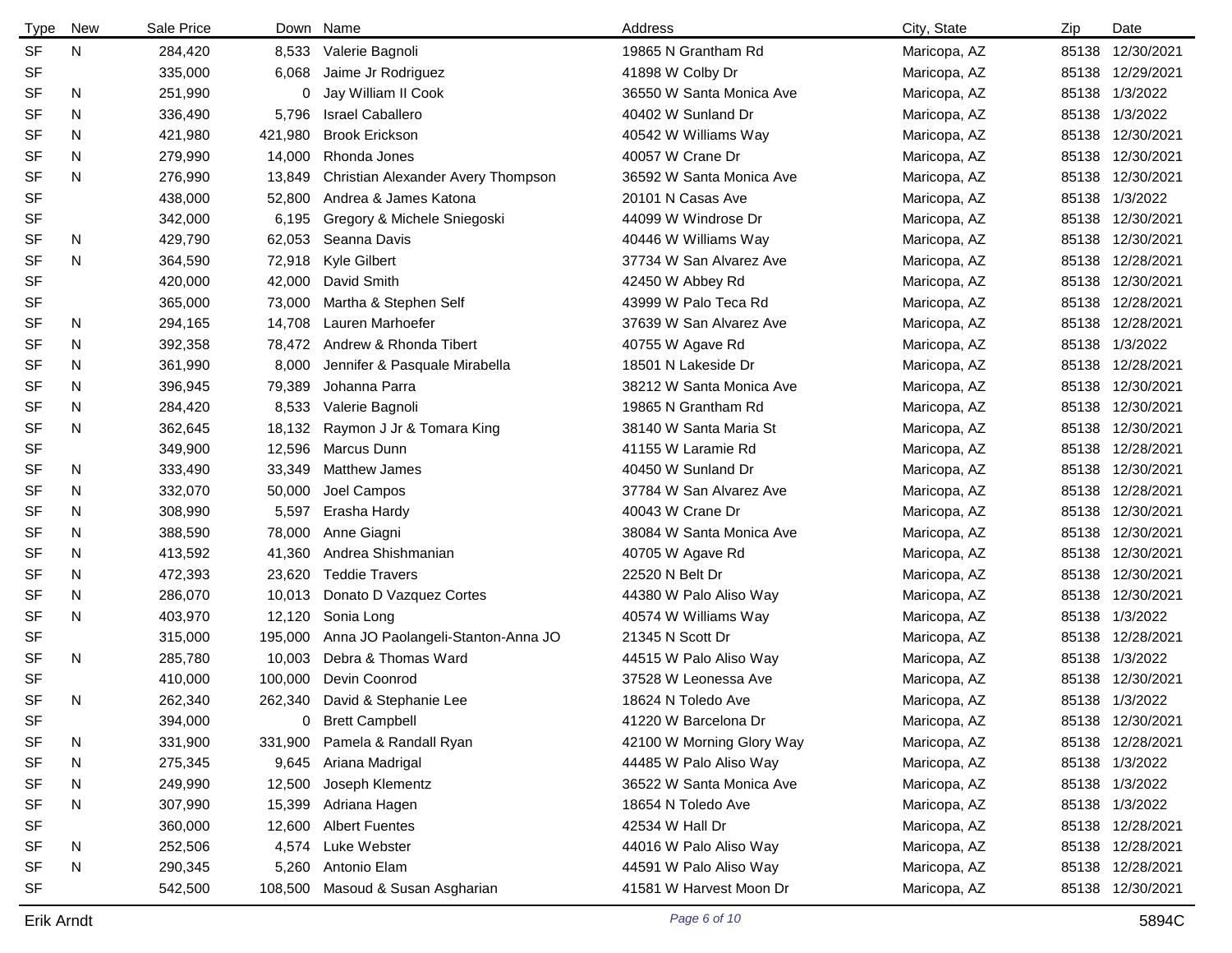| Type | New | Sale Price | Down | Name | Address | City, State | Zip | Date |
|---|---|---|---|---|---|---|---|---|
| SF | N | 284,420 | 8,533 | Valerie Bagnoli | 19865 N Grantham Rd | Maricopa, AZ | 85138 | 12/30/2021 |
| SF | | 335,000 | 6,068 | Jaime Jr Rodriguez | 41898 W Colby Dr | Maricopa, AZ | 85138 | 12/29/2021 |
| SF | N | 251,990 | 0 | Jay William II Cook | 36550 W Santa Monica Ave | Maricopa, AZ | 85138 | 1/3/2022 |
| SF | N | 336,490 | 5,796 | Israel Caballero | 40402 W Sunland Dr | Maricopa, AZ | 85138 | 1/3/2022 |
| SF | N | 421,980 | 421,980 | Brook Erickson | 40542 W Williams Way | Maricopa, AZ | 85138 | 12/30/2021 |
| SF | N | 279,990 | 14,000 | Rhonda Jones | 40057 W Crane Dr | Maricopa, AZ | 85138 | 12/30/2021 |
| SF | N | 276,990 | 13,849 | Christian Alexander Avery Thompson | 36592 W Santa Monica Ave | Maricopa, AZ | 85138 | 12/30/2021 |
| SF | | 438,000 | 52,800 | Andrea & James Katona | 20101 N Casas Ave | Maricopa, AZ | 85138 | 1/3/2022 |
| SF | | 342,000 | 6,195 | Gregory & Michele Sniegoski | 44099 W Windrose Dr | Maricopa, AZ | 85138 | 12/30/2021 |
| SF | N | 429,790 | 62,053 | Seanna Davis | 40446 W Williams Way | Maricopa, AZ | 85138 | 12/30/2021 |
| SF | N | 364,590 | 72,918 | Kyle Gilbert | 37734 W San Alvarez Ave | Maricopa, AZ | 85138 | 12/28/2021 |
| SF | | 420,000 | 42,000 | David Smith | 42450 W Abbey Rd | Maricopa, AZ | 85138 | 12/30/2021 |
| SF | | 365,000 | 73,000 | Martha & Stephen Self | 43999 W Palo Teca Rd | Maricopa, AZ | 85138 | 12/28/2021 |
| SF | N | 294,165 | 14,708 | Lauren Marhoefer | 37639 W San Alvarez Ave | Maricopa, AZ | 85138 | 12/28/2021 |
| SF | N | 392,358 | 78,472 | Andrew & Rhonda Tibert | 40755 W Agave Rd | Maricopa, AZ | 85138 | 1/3/2022 |
| SF | N | 361,990 | 8,000 | Jennifer & Pasquale Mirabella | 18501 N Lakeside Dr | Maricopa, AZ | 85138 | 12/28/2021 |
| SF | N | 396,945 | 79,389 | Johanna Parra | 38212 W Santa Monica Ave | Maricopa, AZ | 85138 | 12/30/2021 |
| SF | N | 284,420 | 8,533 | Valerie Bagnoli | 19865 N Grantham Rd | Maricopa, AZ | 85138 | 12/30/2021 |
| SF | N | 362,645 | 18,132 | Raymon J Jr & Tomara King | 38140 W Santa Maria St | Maricopa, AZ | 85138 | 12/30/2021 |
| SF | | 349,900 | 12,596 | Marcus Dunn | 41155 W Laramie Rd | Maricopa, AZ | 85138 | 12/28/2021 |
| SF | N | 333,490 | 33,349 | Matthew James | 40450 W Sunland Dr | Maricopa, AZ | 85138 | 12/30/2021 |
| SF | N | 332,070 | 50,000 | Joel Campos | 37784 W San Alvarez Ave | Maricopa, AZ | 85138 | 12/28/2021 |
| SF | N | 308,990 | 5,597 | Erasha Hardy | 40043 W Crane Dr | Maricopa, AZ | 85138 | 12/30/2021 |
| SF | N | 388,590 | 78,000 | Anne Giagni | 38084 W Santa Monica Ave | Maricopa, AZ | 85138 | 12/30/2021 |
| SF | N | 413,592 | 41,360 | Andrea Shishmanian | 40705 W Agave Rd | Maricopa, AZ | 85138 | 12/30/2021 |
| SF | N | 472,393 | 23,620 | Teddie Travers | 22520 N Belt Dr | Maricopa, AZ | 85138 | 12/30/2021 |
| SF | N | 286,070 | 10,013 | Donato D Vazquez Cortes | 44380 W Palo Aliso Way | Maricopa, AZ | 85138 | 12/30/2021 |
| SF | N | 403,970 | 12,120 | Sonia Long | 40574 W Williams Way | Maricopa, AZ | 85138 | 1/3/2022 |
| SF | | 315,000 | 195,000 | Anna JO Paolangeli-Stanton-Anna JO | 21345 N Scott Dr | Maricopa, AZ | 85138 | 12/28/2021 |
| SF | N | 285,780 | 10,003 | Debra & Thomas Ward | 44515 W Palo Aliso Way | Maricopa, AZ | 85138 | 1/3/2022 |
| SF | | 410,000 | 100,000 | Devin Coonrod | 37528 W Leonessa Ave | Maricopa, AZ | 85138 | 12/30/2021 |
| SF | N | 262,340 | 262,340 | David & Stephanie Lee | 18624 N Toledo Ave | Maricopa, AZ | 85138 | 1/3/2022 |
| SF | | 394,000 | 0 | Brett Campbell | 41220 W Barcelona Dr | Maricopa, AZ | 85138 | 12/30/2021 |
| SF | N | 331,900 | 331,900 | Pamela & Randall Ryan | 42100 W Morning Glory Way | Maricopa, AZ | 85138 | 12/28/2021 |
| SF | N | 275,345 | 9,645 | Ariana Madrigal | 44485 W Palo Aliso Way | Maricopa, AZ | 85138 | 1/3/2022 |
| SF | N | 249,990 | 12,500 | Joseph Klementz | 36522 W Santa Monica Ave | Maricopa, AZ | 85138 | 1/3/2022 |
| SF | N | 307,990 | 15,399 | Adriana Hagen | 18654 N Toledo Ave | Maricopa, AZ | 85138 | 1/3/2022 |
| SF | | 360,000 | 12,600 | Albert Fuentes | 42534 W Hall Dr | Maricopa, AZ | 85138 | 12/28/2021 |
| SF | N | 252,506 | 4,574 | Luke Webster | 44016 W Palo Aliso Way | Maricopa, AZ | 85138 | 12/28/2021 |
| SF | N | 290,345 | 5,260 | Antonio Elam | 44591 W Palo Aliso Way | Maricopa, AZ | 85138 | 12/28/2021 |
| SF | | 542,500 | 108,500 | Masoud & Susan Asgharian | 41581 W Harvest Moon Dr | Maricopa, AZ | 85138 | 12/30/2021 |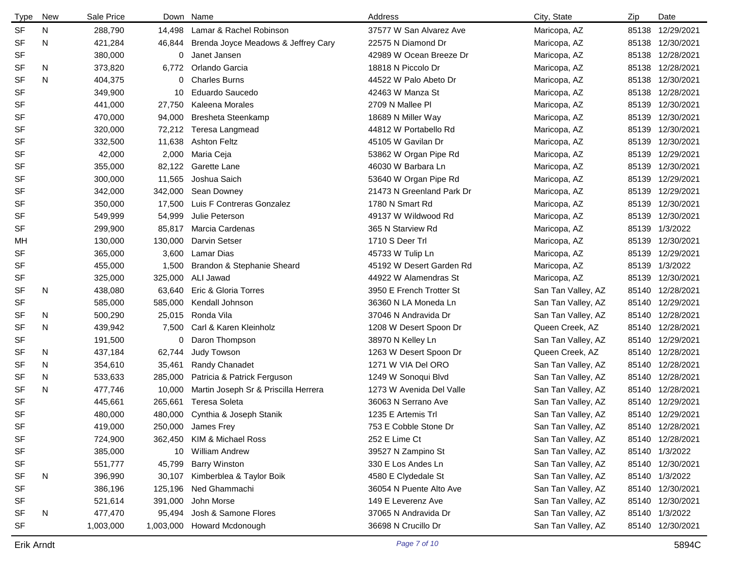| Type | New | Sale Price | Down | Name | Address | City, State | Zip | Date |
|---|---|---|---|---|---|---|---|---|
| SF | N | 288,790 | 14,498 | Lamar & Rachel Robinson | 37577 W San Alvarez Ave | Maricopa, AZ | 85138 | 12/29/2021 |
| SF | N | 421,284 | 46,844 | Brenda Joyce Meadows & Jeffrey Cary | 22575 N Diamond Dr | Maricopa, AZ | 85138 | 12/30/2021 |
| SF | | 380,000 | 0 | Janet Jansen | 42989 W Ocean Breeze Dr | Maricopa, AZ | 85138 | 12/28/2021 |
| SF | N | 373,820 | 6,772 | Orlando Garcia | 18818 N Piccolo Dr | Maricopa, AZ | 85138 | 12/28/2021 |
| SF | N | 404,375 | 0 | Charles Burns | 44522 W Palo Abeto Dr | Maricopa, AZ | 85138 | 12/30/2021 |
| SF | | 349,900 | 10 | Eduardo Saucedo | 42463 W Manza St | Maricopa, AZ | 85138 | 12/28/2021 |
| SF | | 441,000 | 27,750 | Kaleena Morales | 2709 N Mallee Pl | Maricopa, AZ | 85139 | 12/30/2021 |
| SF | | 470,000 | 94,000 | Bresheta Steenkamp | 18689 N Miller Way | Maricopa, AZ | 85139 | 12/30/2021 |
| SF | | 320,000 | 72,212 | Teresa Langmead | 44812 W Portabello Rd | Maricopa, AZ | 85139 | 12/30/2021 |
| SF | | 332,500 | 11,638 | Ashton Feltz | 45105 W Gavilan Dr | Maricopa, AZ | 85139 | 12/30/2021 |
| SF | | 42,000 | 2,000 | Maria Ceja | 53862 W Organ Pipe Rd | Maricopa, AZ | 85139 | 12/29/2021 |
| SF | | 355,000 | 82,122 | Garette Lane | 46030 W Barbara Ln | Maricopa, AZ | 85139 | 12/30/2021 |
| SF | | 300,000 | 11,565 | Joshua Saich | 53640 W Organ Pipe Rd | Maricopa, AZ | 85139 | 12/29/2021 |
| SF | | 342,000 | 342,000 | Sean Downey | 21473 N Greenland Park Dr | Maricopa, AZ | 85139 | 12/29/2021 |
| SF | | 350,000 | 17,500 | Luis F Contreras Gonzalez | 1780 N Smart Rd | Maricopa, AZ | 85139 | 12/30/2021 |
| SF | | 549,999 | 54,999 | Julie Peterson | 49137 W Wildwood Rd | Maricopa, AZ | 85139 | 12/30/2021 |
| SF | | 299,900 | 85,817 | Marcia Cardenas | 365 N Starview Rd | Maricopa, AZ | 85139 | 1/3/2022 |
| MH | | 130,000 | 130,000 | Darvin Setser | 1710 S Deer Trl | Maricopa, AZ | 85139 | 12/30/2021 |
| SF | | 365,000 | 3,600 | Lamar Dias | 45733 W Tulip Ln | Maricopa, AZ | 85139 | 12/29/2021 |
| SF | | 455,000 | 1,500 | Brandon & Stephanie Sheard | 45192 W Desert Garden Rd | Maricopa, AZ | 85139 | 1/3/2022 |
| SF | | 325,000 | 325,000 | ALI Jawad | 44922 W Alamendras St | Maricopa, AZ | 85139 | 12/30/2021 |
| SF | N | 438,080 | 63,640 | Eric & Gloria Torres | 3950 E French Trotter St | San Tan Valley, AZ | 85140 | 12/28/2021 |
| SF | | 585,000 | 585,000 | Kendall Johnson | 36360 N LA Moneda Ln | San Tan Valley, AZ | 85140 | 12/29/2021 |
| SF | N | 500,290 | 25,015 | Ronda Vila | 37046 N Andravida Dr | San Tan Valley, AZ | 85140 | 12/28/2021 |
| SF | N | 439,942 | 7,500 | Carl & Karen Kleinholz | 1208 W Desert Spoon Dr | Queen Creek, AZ | 85140 | 12/28/2021 |
| SF | | 191,500 | 0 | Daron Thompson | 38970 N Kelley Ln | San Tan Valley, AZ | 85140 | 12/29/2021 |
| SF | N | 437,184 | 62,744 | Judy Towson | 1263 W Desert Spoon Dr | Queen Creek, AZ | 85140 | 12/28/2021 |
| SF | N | 354,610 | 35,461 | Randy Chanadet | 1271 W VIA Del ORO | San Tan Valley, AZ | 85140 | 12/28/2021 |
| SF | N | 533,633 | 285,000 | Patricia & Patrick Ferguson | 1249 W Sonoqui Blvd | San Tan Valley, AZ | 85140 | 12/28/2021 |
| SF | N | 477,746 | 10,000 | Martin Joseph Sr & Priscilla Herrera | 1273 W Avenida Del Valle | San Tan Valley, AZ | 85140 | 12/28/2021 |
| SF | | 445,661 | 265,661 | Teresa Soleta | 36063 N Serrano Ave | San Tan Valley, AZ | 85140 | 12/29/2021 |
| SF | | 480,000 | 480,000 | Cynthia & Joseph Stanik | 1235 E Artemis Trl | San Tan Valley, AZ | 85140 | 12/29/2021 |
| SF | | 419,000 | 250,000 | James Frey | 753 E Cobble Stone Dr | San Tan Valley, AZ | 85140 | 12/28/2021 |
| SF | | 724,900 | 362,450 | KIM & Michael Ross | 252 E Lime Ct | San Tan Valley, AZ | 85140 | 12/28/2021 |
| SF | | 385,000 | 10 | William Andrew | 39527 N Zampino St | San Tan Valley, AZ | 85140 | 1/3/2022 |
| SF | | 551,777 | 45,799 | Barry Winston | 330 E Los Andes Ln | San Tan Valley, AZ | 85140 | 12/30/2021 |
| SF | N | 396,990 | 30,107 | Kimberblea & Taylor Boik | 4580 E Clydedale St | San Tan Valley, AZ | 85140 | 1/3/2022 |
| SF | | 386,196 | 125,196 | Ned Ghammachi | 36054 N Puente Alto Ave | San Tan Valley, AZ | 85140 | 12/30/2021 |
| SF | | 521,614 | 391,000 | John Morse | 149 E Leverenz Ave | San Tan Valley, AZ | 85140 | 12/30/2021 |
| SF | N | 477,470 | 95,494 | Josh & Samone Flores | 37065 N Andravida Dr | San Tan Valley, AZ | 85140 | 1/3/2022 |
| SF | | 1,003,000 | 1,003,000 | Howard Mcdonough | 36698 N Crucillo Dr | San Tan Valley, AZ | 85140 | 12/30/2021 |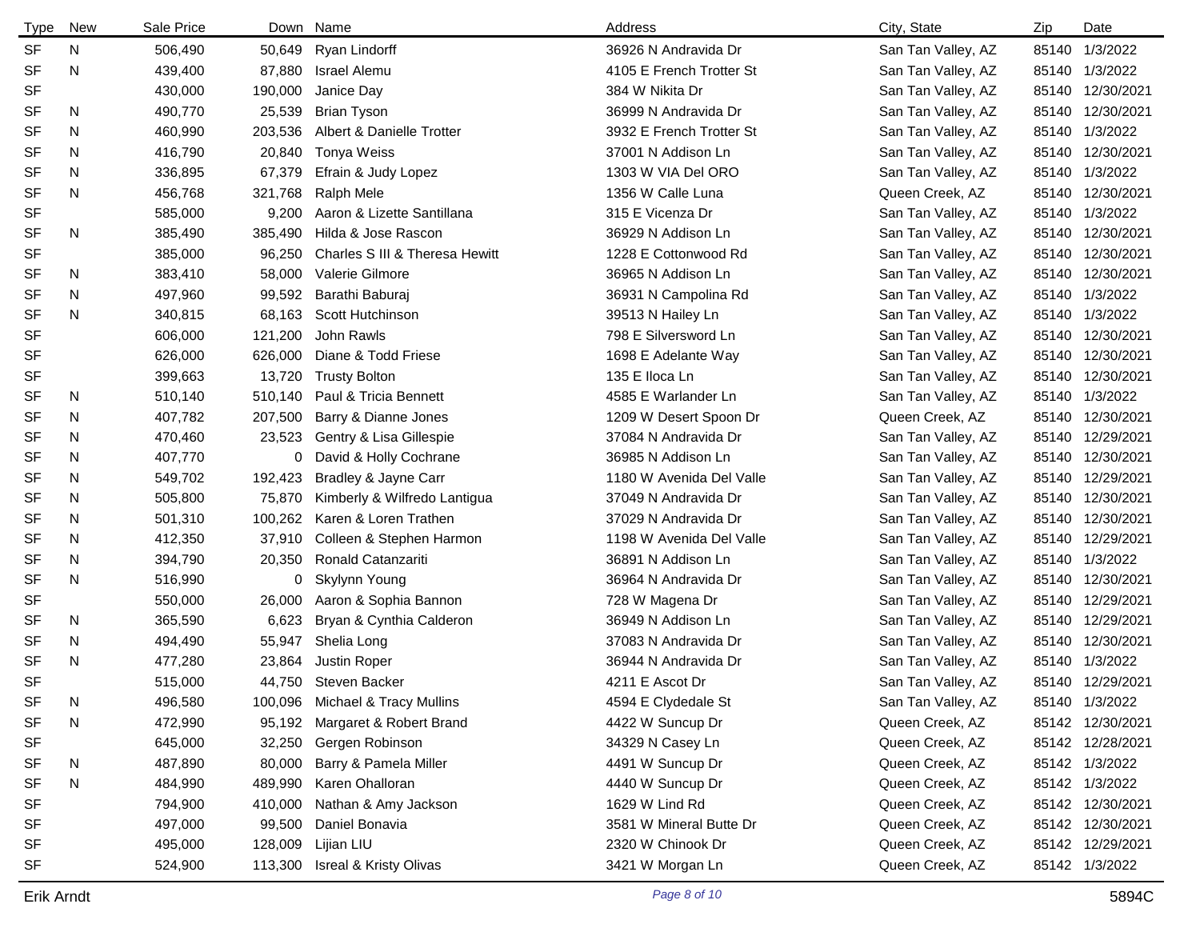| Type | New | Sale Price | Down | Name | Address | City, State | Zip | Date |
|---|---|---|---|---|---|---|---|---|
| SF | N | 506,490 | 50,649 | Ryan Lindorff | 36926 N Andravida Dr | San Tan Valley, AZ | 85140 | 1/3/2022 |
| SF | N | 439,400 | 87,880 | Israel Alemu | 4105 E French Trotter St | San Tan Valley, AZ | 85140 | 1/3/2022 |
| SF | | 430,000 | 190,000 | Janice Day | 384 W Nikita Dr | San Tan Valley, AZ | 85140 | 12/30/2021 |
| SF | N | 490,770 | 25,539 | Brian Tyson | 36999 N Andravida Dr | San Tan Valley, AZ | 85140 | 12/30/2021 |
| SF | N | 460,990 | 203,536 | Albert & Danielle Trotter | 3932 E French Trotter St | San Tan Valley, AZ | 85140 | 1/3/2022 |
| SF | N | 416,790 | 20,840 | Tonya Weiss | 37001 N Addison Ln | San Tan Valley, AZ | 85140 | 12/30/2021 |
| SF | N | 336,895 | 67,379 | Efrain & Judy Lopez | 1303 W VIA Del ORO | San Tan Valley, AZ | 85140 | 1/3/2022 |
| SF | N | 456,768 | 321,768 | Ralph Mele | 1356 W Calle Luna | Queen Creek, AZ | 85140 | 12/30/2021 |
| SF | | 585,000 | 9,200 | Aaron & Lizette Santillana | 315 E Vicenza Dr | San Tan Valley, AZ | 85140 | 1/3/2022 |
| SF | N | 385,490 | 385,490 | Hilda & Jose Rascon | 36929 N Addison Ln | San Tan Valley, AZ | 85140 | 12/30/2021 |
| SF | | 385,000 | 96,250 | Charles S III & Theresa Hewitt | 1228 E Cottonwood Rd | San Tan Valley, AZ | 85140 | 12/30/2021 |
| SF | N | 383,410 | 58,000 | Valerie Gilmore | 36965 N Addison Ln | San Tan Valley, AZ | 85140 | 12/30/2021 |
| SF | N | 497,960 | 99,592 | Barathi Baburaj | 36931 N Campolina Rd | San Tan Valley, AZ | 85140 | 1/3/2022 |
| SF | N | 340,815 | 68,163 | Scott Hutchinson | 39513 N Hailey Ln | San Tan Valley, AZ | 85140 | 1/3/2022 |
| SF | | 606,000 | 121,200 | John Rawls | 798 E Silversword Ln | San Tan Valley, AZ | 85140 | 12/30/2021 |
| SF | | 626,000 | 626,000 | Diane & Todd Friese | 1698 E Adelante Way | San Tan Valley, AZ | 85140 | 12/30/2021 |
| SF | | 399,663 | 13,720 | Trusty Bolton | 135 E Ilоca Ln | San Tan Valley, AZ | 85140 | 12/30/2021 |
| SF | N | 510,140 | 510,140 | Paul & Tricia Bennett | 4585 E Warlander Ln | San Tan Valley, AZ | 85140 | 1/3/2022 |
| SF | N | 407,782 | 207,500 | Barry & Dianne Jones | 1209 W Desert Spoon Dr | Queen Creek, AZ | 85140 | 12/30/2021 |
| SF | N | 470,460 | 23,523 | Gentry & Lisa Gillespie | 37084 N Andravida Dr | San Tan Valley, AZ | 85140 | 12/29/2021 |
| SF | N | 407,770 | 0 | David & Holly Cochrane | 36985 N Addison Ln | San Tan Valley, AZ | 85140 | 12/30/2021 |
| SF | N | 549,702 | 192,423 | Bradley & Jayne Carr | 1180 W Avenida Del Valle | San Tan Valley, AZ | 85140 | 12/29/2021 |
| SF | N | 505,800 | 75,870 | Kimberly & Wilfredo Lantigua | 37049 N Andravida Dr | San Tan Valley, AZ | 85140 | 12/30/2021 |
| SF | N | 501,310 | 100,262 | Karen & Loren Trathen | 37029 N Andravida Dr | San Tan Valley, AZ | 85140 | 12/30/2021 |
| SF | N | 412,350 | 37,910 | Colleen & Stephen Harmon | 1198 W Avenida Del Valle | San Tan Valley, AZ | 85140 | 12/29/2021 |
| SF | N | 394,790 | 20,350 | Ronald Catanzariti | 36891 N Addison Ln | San Tan Valley, AZ | 85140 | 1/3/2022 |
| SF | N | 516,990 | 0 | Skylynn Young | 36964 N Andravida Dr | San Tan Valley, AZ | 85140 | 12/30/2021 |
| SF | | 550,000 | 26,000 | Aaron & Sophia Bannon | 728 W Magena Dr | San Tan Valley, AZ | 85140 | 12/29/2021 |
| SF | N | 365,590 | 6,623 | Bryan & Cynthia Calderon | 36949 N Addison Ln | San Tan Valley, AZ | 85140 | 12/29/2021 |
| SF | N | 494,490 | 55,947 | Shelia Long | 37083 N Andravida Dr | San Tan Valley, AZ | 85140 | 12/30/2021 |
| SF | N | 477,280 | 23,864 | Justin Roper | 36944 N Andravida Dr | San Tan Valley, AZ | 85140 | 1/3/2022 |
| SF | | 515,000 | 44,750 | Steven Backer | 4211 E Ascot Dr | San Tan Valley, AZ | 85140 | 12/29/2021 |
| SF | N | 496,580 | 100,096 | Michael & Tracy Mullins | 4594 E Clydedale St | San Tan Valley, AZ | 85140 | 1/3/2022 |
| SF | N | 472,990 | 95,192 | Margaret & Robert Brand | 4422 W Suncup Dr | Queen Creek, AZ | 85142 | 12/30/2021 |
| SF | | 645,000 | 32,250 | Gergen Robinson | 34329 N Casey Ln | Queen Creek, AZ | 85142 | 12/28/2021 |
| SF | N | 487,890 | 80,000 | Barry & Pamela Miller | 4491 W Suncup Dr | Queen Creek, AZ | 85142 | 1/3/2022 |
| SF | N | 484,990 | 489,990 | Karen Ohalloran | 4440 W Suncup Dr | Queen Creek, AZ | 85142 | 1/3/2022 |
| SF | | 794,900 | 410,000 | Nathan & Amy Jackson | 1629 W Lind Rd | Queen Creek, AZ | 85142 | 12/30/2021 |
| SF | | 497,000 | 99,500 | Daniel Bonavia | 3581 W Mineral Butte Dr | Queen Creek, AZ | 85142 | 12/30/2021 |
| SF | | 495,000 | 128,009 | Lijian LIU | 2320 W Chinook Dr | Queen Creek, AZ | 85142 | 12/29/2021 |
| SF | | 524,900 | 113,300 | Isreal & Kristy Olivas | 3421 W Morgan Ln | Queen Creek, AZ | 85142 | 1/3/2022 |

Erik Arndt

5894C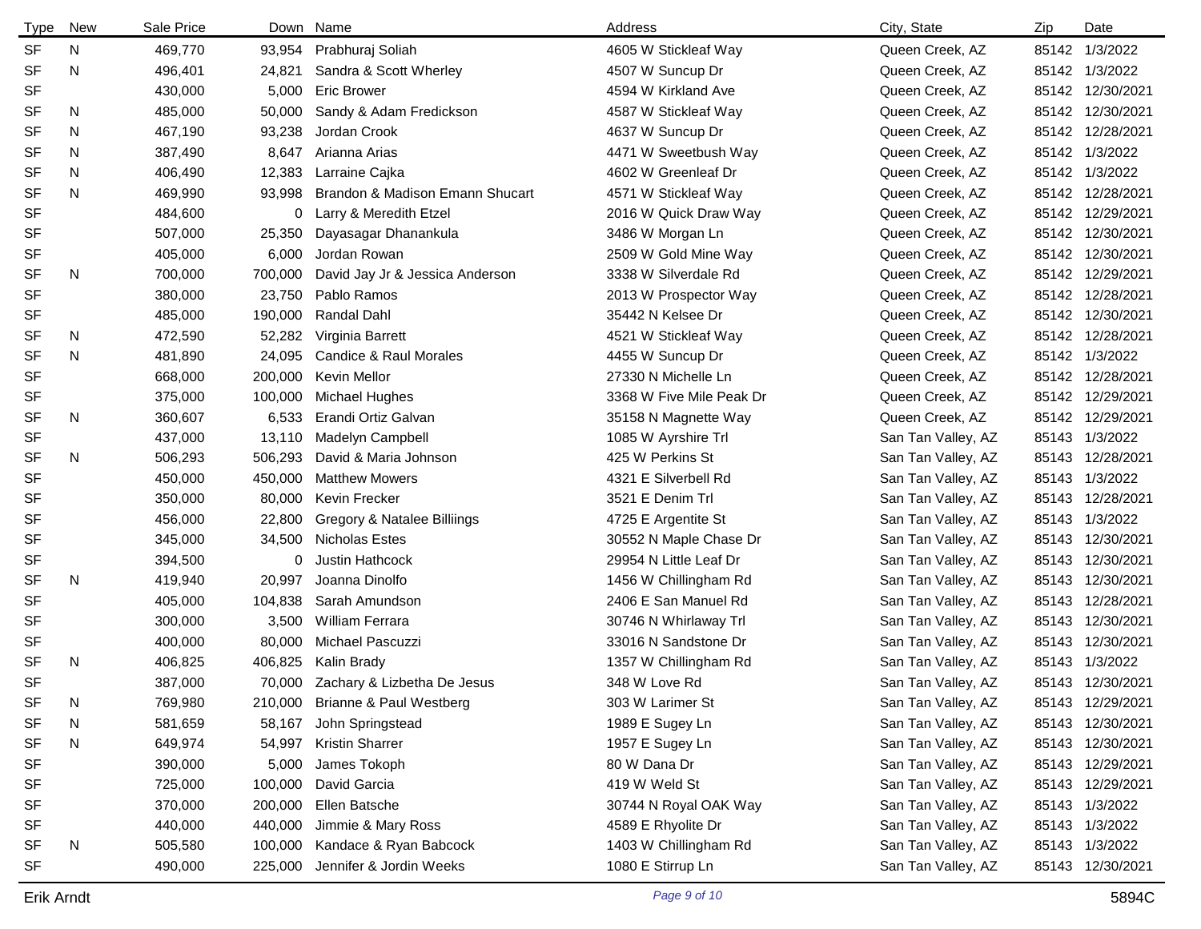| Type | New | Sale Price | Down | Name | Address | City, State | Zip | Date |
|---|---|---|---|---|---|---|---|---|
| SF | N | 469,770 | 93,954 | Prabhuraj Soliah | 4605 W Stickleaf Way | Queen Creek, AZ | 85142 | 1/3/2022 |
| SF | N | 496,401 | 24,821 | Sandra & Scott Wherley | 4507 W Suncup Dr | Queen Creek, AZ | 85142 | 1/3/2022 |
| SF | | 430,000 | 5,000 | Eric Brower | 4594 W Kirkland Ave | Queen Creek, AZ | 85142 | 12/30/2021 |
| SF | N | 485,000 | 50,000 | Sandy & Adam Fredickson | 4587 W Stickleaf Way | Queen Creek, AZ | 85142 | 12/30/2021 |
| SF | N | 467,190 | 93,238 | Jordan Crook | 4637 W Suncup Dr | Queen Creek, AZ | 85142 | 12/28/2021 |
| SF | N | 387,490 | 8,647 | Arianna Arias | 4471 W Sweetbush Way | Queen Creek, AZ | 85142 | 1/3/2022 |
| SF | N | 406,490 | 12,383 | Larraine Cajka | 4602 W Greenleaf Dr | Queen Creek, AZ | 85142 | 1/3/2022 |
| SF | N | 469,990 | 93,998 | Brandon & Madison Emann Shucart | 4571 W Stickleaf Way | Queen Creek, AZ | 85142 | 12/28/2021 |
| SF | | 484,600 | 0 | Larry & Meredith Etzel | 2016 W Quick Draw Way | Queen Creek, AZ | 85142 | 12/29/2021 |
| SF | | 507,000 | 25,350 | Dayasagar Dhanankula | 3486 W Morgan Ln | Queen Creek, AZ | 85142 | 12/30/2021 |
| SF | | 405,000 | 6,000 | Jordan Rowan | 2509 W Gold Mine Way | Queen Creek, AZ | 85142 | 12/30/2021 |
| SF | N | 700,000 | 700,000 | David Jay Jr & Jessica Anderson | 3338 W Silverdale Rd | Queen Creek, AZ | 85142 | 12/29/2021 |
| SF | | 380,000 | 23,750 | Pablo Ramos | 2013 W Prospector Way | Queen Creek, AZ | 85142 | 12/28/2021 |
| SF | | 485,000 | 190,000 | Randal Dahl | 35442 N Kelsee Dr | Queen Creek, AZ | 85142 | 12/30/2021 |
| SF | N | 472,590 | 52,282 | Virginia Barrett | 4521 W Stickleaf Way | Queen Creek, AZ | 85142 | 12/28/2021 |
| SF | N | 481,890 | 24,095 | Candice & Raul Morales | 4455 W Suncup Dr | Queen Creek, AZ | 85142 | 1/3/2022 |
| SF | | 668,000 | 200,000 | Kevin Mellor | 27330 N Michelle Ln | Queen Creek, AZ | 85142 | 12/28/2021 |
| SF | | 375,000 | 100,000 | Michael Hughes | 3368 W Five Mile Peak Dr | Queen Creek, AZ | 85142 | 12/29/2021 |
| SF | N | 360,607 | 6,533 | Erandi Ortiz Galvan | 35158 N Magnette Way | Queen Creek, AZ | 85142 | 12/29/2021 |
| SF | | 437,000 | 13,110 | Madelyn Campbell | 1085 W Ayrshire Trl | San Tan Valley, AZ | 85143 | 1/3/2022 |
| SF | N | 506,293 | 506,293 | David & Maria Johnson | 425 W Perkins St | San Tan Valley, AZ | 85143 | 12/28/2021 |
| SF | | 450,000 | 450,000 | Matthew Mowers | 4321 E Silverbell Rd | San Tan Valley, AZ | 85143 | 1/3/2022 |
| SF | | 350,000 | 80,000 | Kevin Frecker | 3521 E Denim Trl | San Tan Valley, AZ | 85143 | 12/28/2021 |
| SF | | 456,000 | 22,800 | Gregory & Natalee Billiings | 4725 E Argentite St | San Tan Valley, AZ | 85143 | 1/3/2022 |
| SF | | 345,000 | 34,500 | Nicholas Estes | 30552 N Maple Chase Dr | San Tan Valley, AZ | 85143 | 12/30/2021 |
| SF | | 394,500 | 0 | Justin Hathcock | 29954 N Little Leaf Dr | San Tan Valley, AZ | 85143 | 12/30/2021 |
| SF | N | 419,940 | 20,997 | Joanna Dinolfo | 1456 W Chillingham Rd | San Tan Valley, AZ | 85143 | 12/30/2021 |
| SF | | 405,000 | 104,838 | Sarah Amundson | 2406 E San Manuel Rd | San Tan Valley, AZ | 85143 | 12/28/2021 |
| SF | | 300,000 | 3,500 | William Ferrara | 30746 N Whirlaway Trl | San Tan Valley, AZ | 85143 | 12/30/2021 |
| SF | | 400,000 | 80,000 | Michael Pascuzzi | 33016 N Sandstone Dr | San Tan Valley, AZ | 85143 | 12/30/2021 |
| SF | N | 406,825 | 406,825 | Kalin Brady | 1357 W Chillingham Rd | San Tan Valley, AZ | 85143 | 1/3/2022 |
| SF | | 387,000 | 70,000 | Zachary & Lizbetha De Jesus | 348 W Love Rd | San Tan Valley, AZ | 85143 | 12/30/2021 |
| SF | N | 769,980 | 210,000 | Brianne & Paul Westberg | 303 W Larimer St | San Tan Valley, AZ | 85143 | 12/29/2021 |
| SF | N | 581,659 | 58,167 | John Springstead | 1989 E Sugey Ln | San Tan Valley, AZ | 85143 | 12/30/2021 |
| SF | N | 649,974 | 54,997 | Kristin Sharrer | 1957 E Sugey Ln | San Tan Valley, AZ | 85143 | 12/30/2021 |
| SF | | 390,000 | 5,000 | James Tokoph | 80 W Dana Dr | San Tan Valley, AZ | 85143 | 12/29/2021 |
| SF | | 725,000 | 100,000 | David Garcia | 419 W Weld St | San Tan Valley, AZ | 85143 | 12/29/2021 |
| SF | | 370,000 | 200,000 | Ellen Batsche | 30744 N Royal OAK Way | San Tan Valley, AZ | 85143 | 1/3/2022 |
| SF | | 440,000 | 440,000 | Jimmie & Mary Ross | 4589 E Rhyolite Dr | San Tan Valley, AZ | 85143 | 1/3/2022 |
| SF | N | 505,580 | 100,000 | Kandace & Ryan Babcock | 1403 W Chillingham Rd | San Tan Valley, AZ | 85143 | 1/3/2022 |
| SF | | 490,000 | 225,000 | Jennifer & Jordin Weeks | 1080 E Stirrup Ln | San Tan Valley, AZ | 85143 | 12/30/2021 |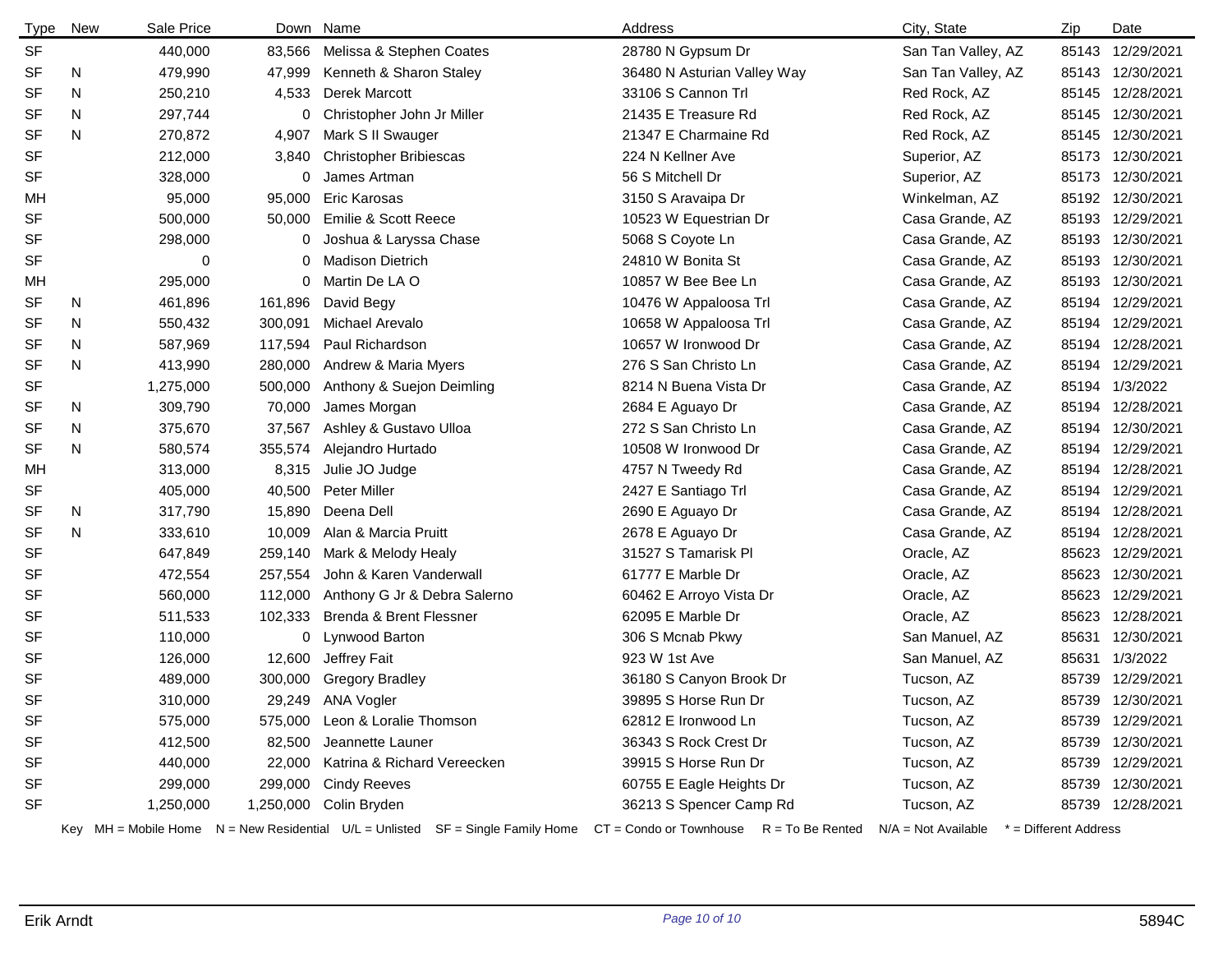| Type | New | Sale Price | Down | Name | Address | City, State | Zip | Date |
|---|---|---|---|---|---|---|---|---|
| SF | | 440,000 | 83,566 | Melissa & Stephen Coates | 28780 N Gypsum Dr | San Tan Valley, AZ | 85143 | 12/29/2021 |
| SF | N | 479,990 | 47,999 | Kenneth & Sharon Staley | 36480 N Asturian Valley Way | San Tan Valley, AZ | 85143 | 12/30/2021 |
| SF | N | 250,210 | 4,533 | Derek Marcott | 33106 S Cannon Trl | Red Rock, AZ | 85145 | 12/28/2021 |
| SF | N | 297,744 | 0 | Christopher John Jr Miller | 21435 E Treasure Rd | Red Rock, AZ | 85145 | 12/30/2021 |
| SF | N | 270,872 | 4,907 | Mark S II Swauger | 21347 E Charmaine Rd | Red Rock, AZ | 85145 | 12/30/2021 |
| SF | | 212,000 | 3,840 | Christopher Bribiescas | 224 N Kellner Ave | Superior, AZ | 85173 | 12/30/2021 |
| SF | | 328,000 | 0 | James Artman | 56 S Mitchell Dr | Superior, AZ | 85173 | 12/30/2021 |
| MH | | 95,000 | 95,000 | Eric Karosas | 3150 S Aravaipa Dr | Winkelman, AZ | 85192 | 12/30/2021 |
| SF | | 500,000 | 50,000 | Emilie & Scott Reece | 10523 W Equestrian Dr | Casa Grande, AZ | 85193 | 12/29/2021 |
| SF | | 298,000 | 0 | Joshua & Laryssa Chase | 5068 S Coyote Ln | Casa Grande, AZ | 85193 | 12/30/2021 |
| SF | | 0 | 0 | Madison Dietrich | 24810 W Bonita St | Casa Grande, AZ | 85193 | 12/30/2021 |
| MH | | 295,000 | 0 | Martin De LA O | 10857 W Bee Bee Ln | Casa Grande, AZ | 85193 | 12/30/2021 |
| SF | N | 461,896 | 161,896 | David Begy | 10476 W Appaloosa Trl | Casa Grande, AZ | 85194 | 12/29/2021 |
| SF | N | 550,432 | 300,091 | Michael Arevalo | 10658 W Appaloosa Trl | Casa Grande, AZ | 85194 | 12/29/2021 |
| SF | N | 587,969 | 117,594 | Paul Richardson | 10657 W Ironwood Dr | Casa Grande, AZ | 85194 | 12/28/2021 |
| SF | N | 413,990 | 280,000 | Andrew & Maria Myers | 276 S San Christo Ln | Casa Grande, AZ | 85194 | 12/29/2021 |
| SF | | 1,275,000 | 500,000 | Anthony & Suejon Deimling | 8214 N Buena Vista Dr | Casa Grande, AZ | 85194 | 1/3/2022 |
| SF | N | 309,790 | 70,000 | James Morgan | 2684 E Aguayo Dr | Casa Grande, AZ | 85194 | 12/28/2021 |
| SF | N | 375,670 | 37,567 | Ashley & Gustavo Ulloa | 272 S San Christo Ln | Casa Grande, AZ | 85194 | 12/30/2021 |
| SF | N | 580,574 | 355,574 | Alejandro Hurtado | 10508 W Ironwood Dr | Casa Grande, AZ | 85194 | 12/29/2021 |
| MH | | 313,000 | 8,315 | Julie JO Judge | 4757 N Tweedy Rd | Casa Grande, AZ | 85194 | 12/28/2021 |
| SF | | 405,000 | 40,500 | Peter Miller | 2427 E Santiago Trl | Casa Grande, AZ | 85194 | 12/29/2021 |
| SF | N | 317,790 | 15,890 | Deena Dell | 2690 E Aguayo Dr | Casa Grande, AZ | 85194 | 12/28/2021 |
| SF | N | 333,610 | 10,009 | Alan & Marcia Pruitt | 2678 E Aguayo Dr | Casa Grande, AZ | 85194 | 12/28/2021 |
| SF | | 647,849 | 259,140 | Mark & Melody Healy | 31527 S Tamarisk Pl | Oracle, AZ | 85623 | 12/29/2021 |
| SF | | 472,554 | 257,554 | John & Karen Vanderwall | 61777 E Marble Dr | Oracle, AZ | 85623 | 12/30/2021 |
| SF | | 560,000 | 112,000 | Anthony G Jr & Debra Salerno | 60462 E Arroyo Vista Dr | Oracle, AZ | 85623 | 12/29/2021 |
| SF | | 511,533 | 102,333 | Brenda & Brent Flessner | 62095 E Marble Dr | Oracle, AZ | 85623 | 12/28/2021 |
| SF | | 110,000 | 0 | Lynwood Barton | 306 S Mcnab Pkwy | San Manuel, AZ | 85631 | 12/30/2021 |
| SF | | 126,000 | 12,600 | Jeffrey Fait | 923 W 1st Ave | San Manuel, AZ | 85631 | 1/3/2022 |
| SF | | 489,000 | 300,000 | Gregory Bradley | 36180 S Canyon Brook Dr | Tucson, AZ | 85739 | 12/29/2021 |
| SF | | 310,000 | 29,249 | ANA Vogler | 39895 S Horse Run Dr | Tucson, AZ | 85739 | 12/30/2021 |
| SF | | 575,000 | 575,000 | Leon & Loralie Thomson | 62812 E Ironwood Ln | Tucson, AZ | 85739 | 12/29/2021 |
| SF | | 412,500 | 82,500 | Jeannette Launer | 36343 S Rock Crest Dr | Tucson, AZ | 85739 | 12/30/2021 |
| SF | | 440,000 | 22,000 | Katrina & Richard Vereecken | 39915 S Horse Run Dr | Tucson, AZ | 85739 | 12/29/2021 |
| SF | | 299,000 | 299,000 | Cindy Reeves | 60755 E Eagle Heights Dr | Tucson, AZ | 85739 | 12/30/2021 |
| SF | | 1,250,000 | 1,250,000 | Colin Bryden | 36213 S Spencer Camp Rd | Tucson, AZ | 85739 | 12/28/2021 |

Key MH = Mobile Home N = New Residential U/L = Unlisted SF = Single Family Home CT = Condo or Townhouse R = To Be Rented N/A = Not Available * = Different Address

Erik Arndt 5894C